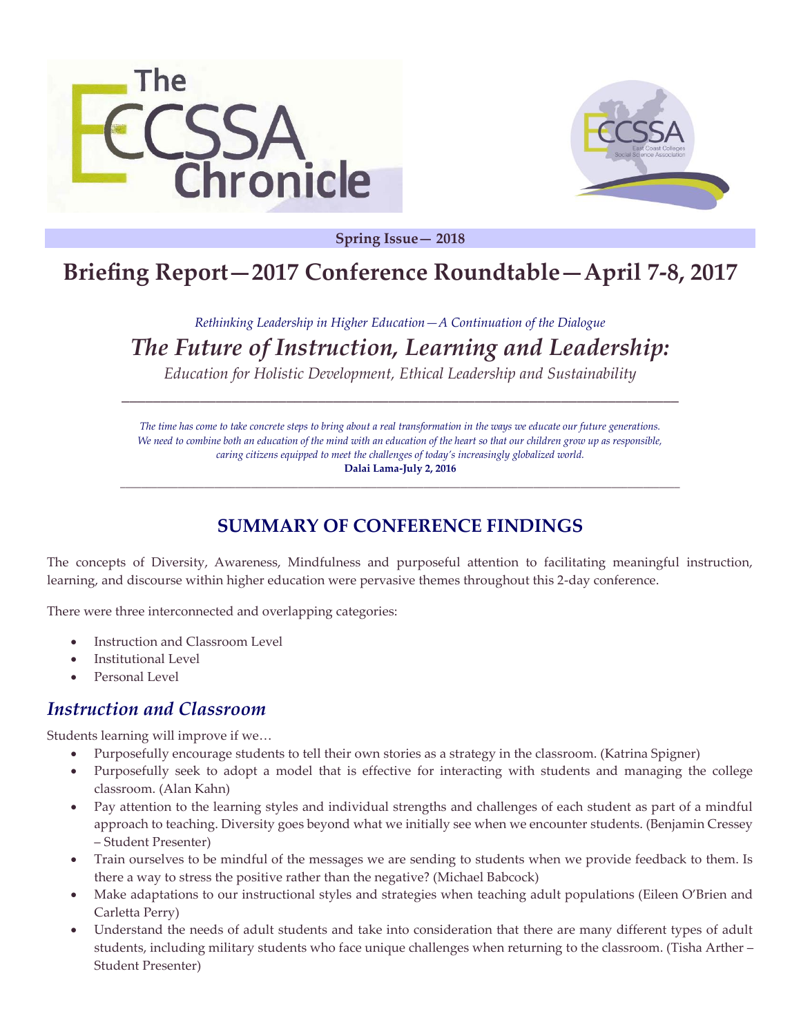# The ECCSSA Chronicle

East Coast Colleges Social Science Association

**Spring Issue— 2018**

# Briefing Report—2017 Conference Roundtable—April 7-8, 2017

*Rethinking Leadership in Higher Education—A Continuation of the Dialogue*

## *The Future of Instruction, Learning and Leadership:*

*Education for Holistic Development, Ethical Leadership and Sustainability*

---

*The time has come to take concrete steps to bring about a real transformation in the ways we educate our future generations. We need to combine both an education of the mind with an education of the heart so that our children grow up as responsible, caring citizens equipped to meet the challenges of today's increasingly globalized world.*

**Dalai Lama-July 2, 2016**

---

## SUMMARY OF CONFERENCE FINDINGS

The concepts of Diversity, Awareness, Mindfulness and purposeful attention to facilitating meaningful instruction, learning, and discourse within higher education were pervasive themes throughout this 2-day conference.

There were three interconnected and overlapping categories:

- Instruction and Classroom Level
- Institutional Level
- Personal Level

## *Instruction and Classroom*

Students learning will improve if we…

- Purposefully encourage students to tell their own stories as a strategy in the classroom. (Katrina Spigner)
- Purposefully seek to adopt a model that is effective for interacting with students and managing the college classroom. (Alan Kahn)
- Pay attention to the learning styles and individual strengths and challenges of each student as part of a mindful approach to teaching. Diversity goes beyond what we initially see when we encounter students. (Benjamin Cressey – Student Presenter)
- Train ourselves to be mindful of the messages we are sending to students when we provide feedback to them. Is there a way to stress the positive rather than the negative? (Michael Babcock)
- Make adaptations to our instructional styles and strategies when teaching adult populations (Eileen O'Brien and Carletta Perry)
- Understand the needs of adult students and take into consideration that there are many different types of adult students, including military students who face unique challenges when returning to the classroom. (Tisha Arther – Student Presenter)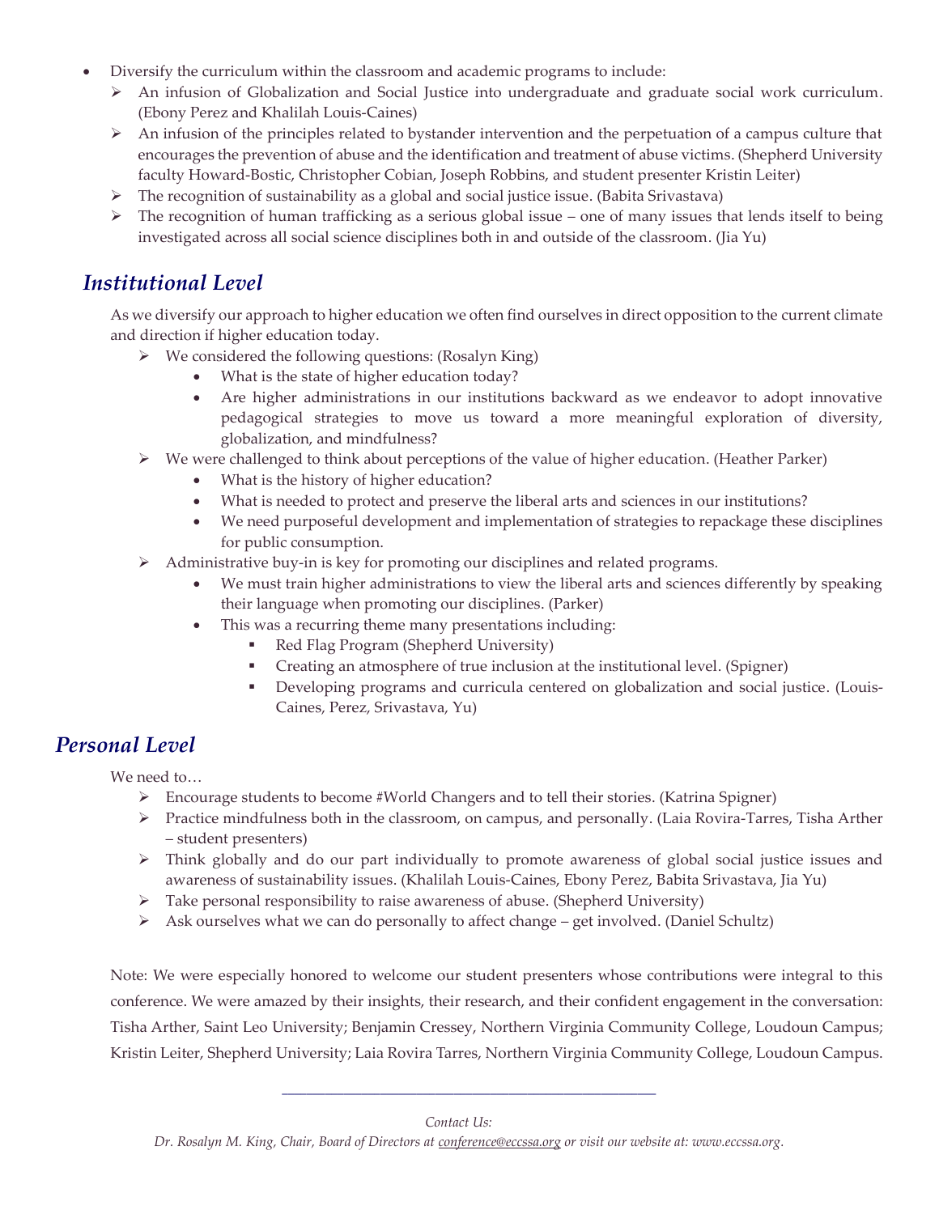- Diversify the curriculum within the classroom and academic programs to include:
  - An infusion of Globalization and Social Justice into undergraduate and graduate social work curriculum. (Ebony Perez and Khalilah Louis-Caines)
  - An infusion of the principles related to bystander intervention and the perpetuation of a campus culture that encourages the prevention of abuse and the identification and treatment of abuse victims. (Shepherd University faculty Howard-Bostic, Christopher Cobian, Joseph Robbins, and student presenter Kristin Leiter)
  - The recognition of sustainability as a global and social justice issue. (Babita Srivastava)
  - The recognition of human trafficking as a serious global issue – one of many issues that lends itself to being investigated across all social science disciplines both in and outside of the classroom. (Jia Yu)

## *Institutional Level*

As we diversify our approach to higher education we often find ourselves in direct opposition to the current climate and direction if higher education today.

- We considered the following questions: (Rosalyn King)
  - What is the state of higher education today?
  - Are higher administrations in our institutions backward as we endeavor to adopt innovative pedagogical strategies to move us toward a more meaningful exploration of diversity, globalization, and mindfulness?
- We were challenged to think about perceptions of the value of higher education. (Heather Parker)
  - What is the history of higher education?
  - What is needed to protect and preserve the liberal arts and sciences in our institutions?
  - We need purposeful development and implementation of strategies to repackage these disciplines for public consumption.
- Administrative buy-in is key for promoting our disciplines and related programs.
  - We must train higher administrations to view the liberal arts and sciences differently by speaking their language when promoting our disciplines. (Parker)
  - This was a recurring theme many presentations including:
    - Red Flag Program (Shepherd University)
    - Creating an atmosphere of true inclusion at the institutional level. (Spigner)
    - Developing programs and curricula centered on globalization and social justice. (Louis-Caines, Perez, Srivastava, Yu)

## *Personal Level*

We need to…

- Encourage students to become #World Changers and to tell their stories. (Katrina Spigner)
- Practice mindfulness both in the classroom, on campus, and personally. (Laia Rovira-Tarres, Tisha Arther – student presenters)
- Think globally and do our part individually to promote awareness of global social justice issues and awareness of sustainability issues. (Khalilah Louis-Caines, Ebony Perez, Babita Srivastava, Jia Yu)
- Take personal responsibility to raise awareness of abuse. (Shepherd University)
- Ask ourselves what we can do personally to affect change – get involved. (Daniel Schultz)

Note: We were especially honored to welcome our student presenters whose contributions were integral to this conference. We were amazed by their insights, their research, and their confident engagement in the conversation: Tisha Arther, Saint Leo University; Benjamin Cressey, Northern Virginia Community College, Loudoun Campus; Kristin Leiter, Shepherd University; Laia Rovira Tarres, Northern Virginia Community College, Loudoun Campus.

---

*Contact Us:*

*Dr. Rosalyn M. King, Chair, Board of Directors at conference@eccssa.org or visit our website at: www.eccssa.org.*